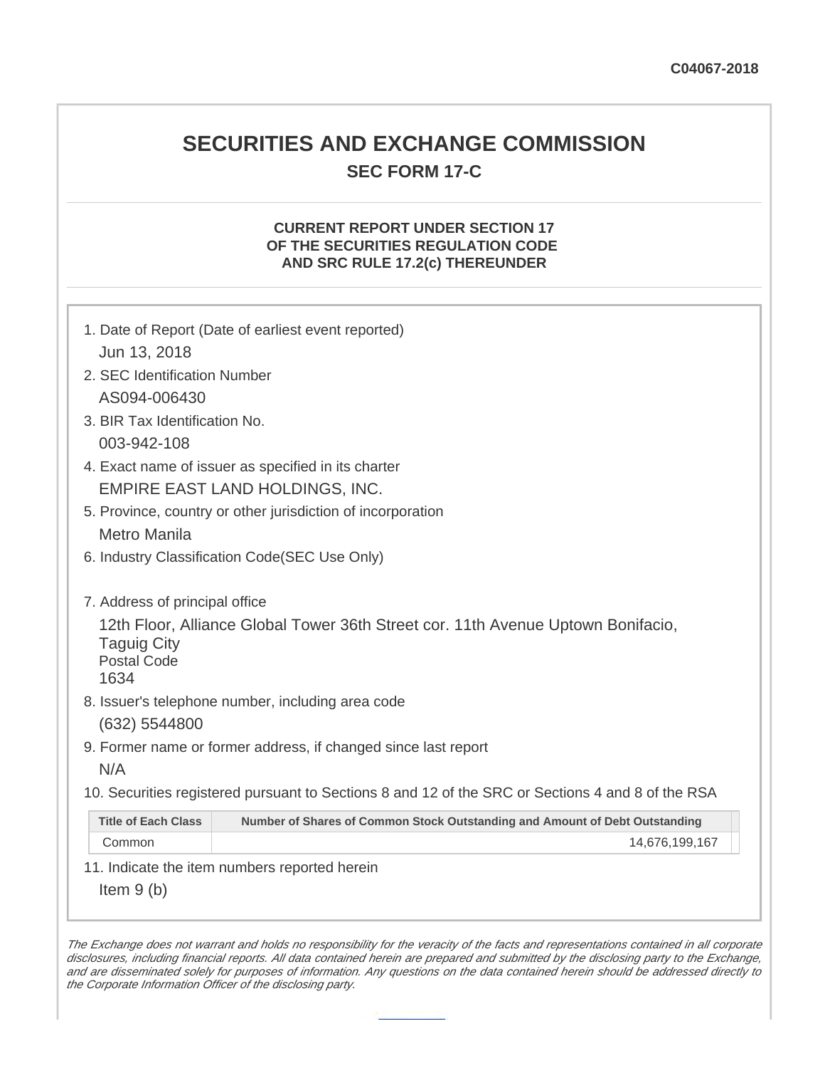C04067-2018

# SECURITIES AND EXCHANGE COMMISSION

## SEC FORM 17-C

### CURRENT REPORT UNDER SECTION 17 OF THE SECURITIES REGULATION CODE AND SRC RULE 17.2(c) THEREUNDER

1. Date of Report (Date of earliest event reported)
   Jun 13, 2018
2. SEC Identification Number
   AS094-006430
3. BIR Tax Identification No.
   003-942-108
4. Exact name of issuer as specified in its charter
   EMPIRE EAST LAND HOLDINGS, INC.
5. Province, country or other jurisdiction of incorporation
   Metro Manila
6. Industry Classification Code(SEC Use Only)

7. Address of principal office
   12th Floor, Alliance Global Tower 36th Street cor. 11th Avenue Uptown Bonifacio, Taguig City
   Postal Code
   1634
8. Issuer's telephone number, including area code
   (632) 5544800
9. Former name or former address, if changed since last report
   N/A
10. Securities registered pursuant to Sections 8 and 12 of the SRC or Sections 4 and 8 of the RSA

| Title of Each Class | Number of Shares of Common Stock Outstanding and Amount of Debt Outstanding |
|---|---|
| Common | 14,676,199,167 |

11. Indicate the item numbers reported herein
    Item 9 (b)

*The Exchange does not warrant and holds no responsibility for the veracity of the facts and representations contained in all corporate disclosures, including financial reports. All data contained herein are prepared and submitted by the disclosing party to the Exchange, and are disseminated solely for purposes of information. Any questions on the data contained herein should be addressed directly to the Corporate Information Officer of the disclosing party.*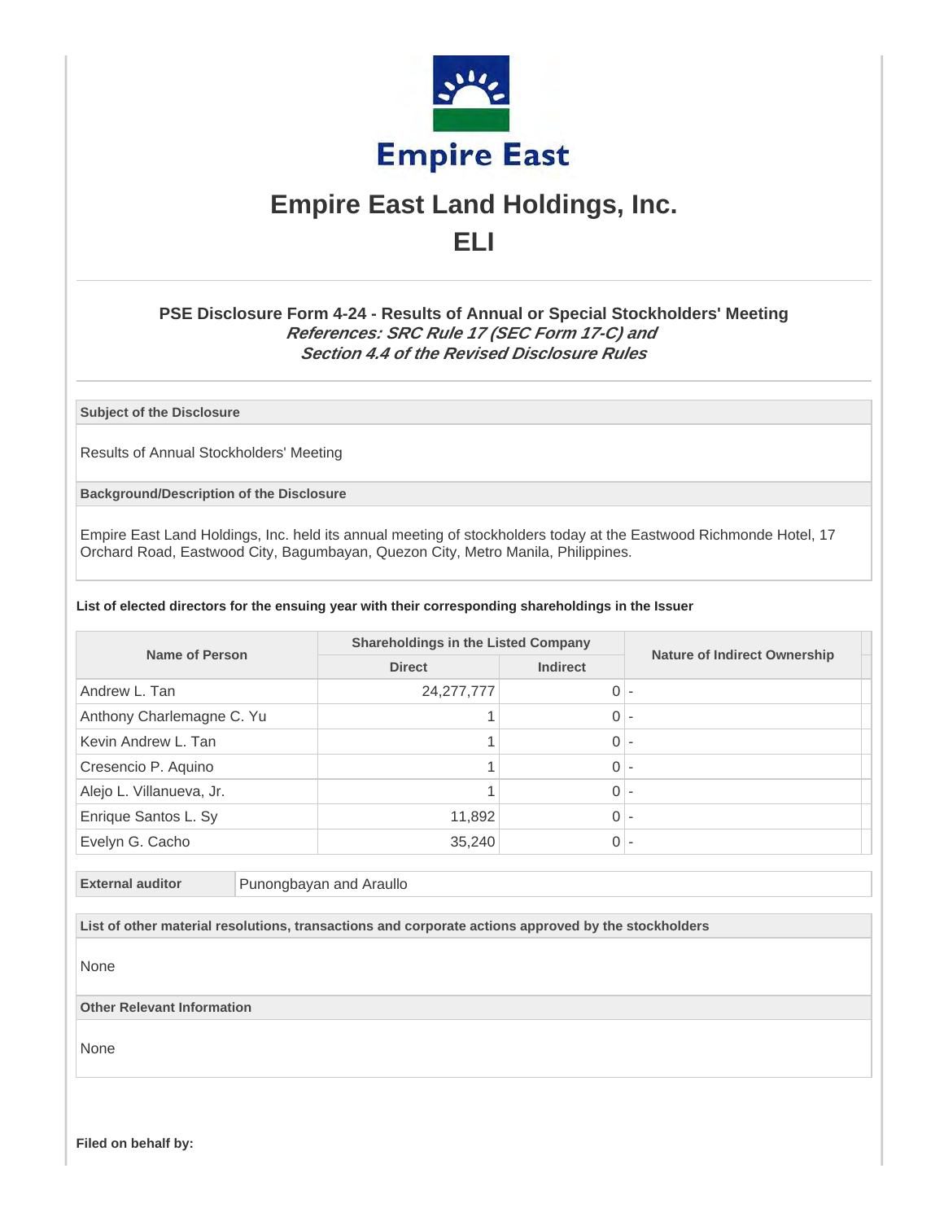# Empire East Land Holdings, Inc.

# ELI

### PSE Disclosure Form 4-24 - Results of Annual or Special Stockholders' Meeting

***References: SRC Rule 17 (SEC Form 17-C) and Section 4.4 of the Revised Disclosure Rules***

**Subject of the Disclosure**

Results of Annual Stockholders' Meeting

**Background/Description of the Disclosure**

Empire East Land Holdings, Inc. held its annual meeting of stockholders today at the Eastwood Richmonde Hotel, 17 Orchard Road, Eastwood City, Bagumbayan, Quezon City, Metro Manila, Philippines.

**List of elected directors for the ensuing year with their corresponding shareholdings in the Issuer**

| Name of Person | Shareholdings in the Listed Company | | Nature of Indirect Ownership |
|---|---|---|---|
| | Direct | Indirect | |
| Andrew L. Tan | 24,277,777 | 0 | - |
| Anthony Charlemagne C. Yu | 1 | 0 | - |
| Kevin Andrew L. Tan | 1 | 0 | - |
| Cresencio P. Aquino | 1 | 0 | - |
| Alejo L. Villanueva, Jr. | 1 | 0 | - |
| Enrique Santos L. Sy | 11,892 | 0 | - |
| Evelyn G. Cacho | 35,240 | 0 | - |

| External auditor | Punongbayan and Araullo |
|---|---|

**List of other material resolutions, transactions and corporate actions approved by the stockholders**

None

**Other Relevant Information**

None

**Filed on behalf by:**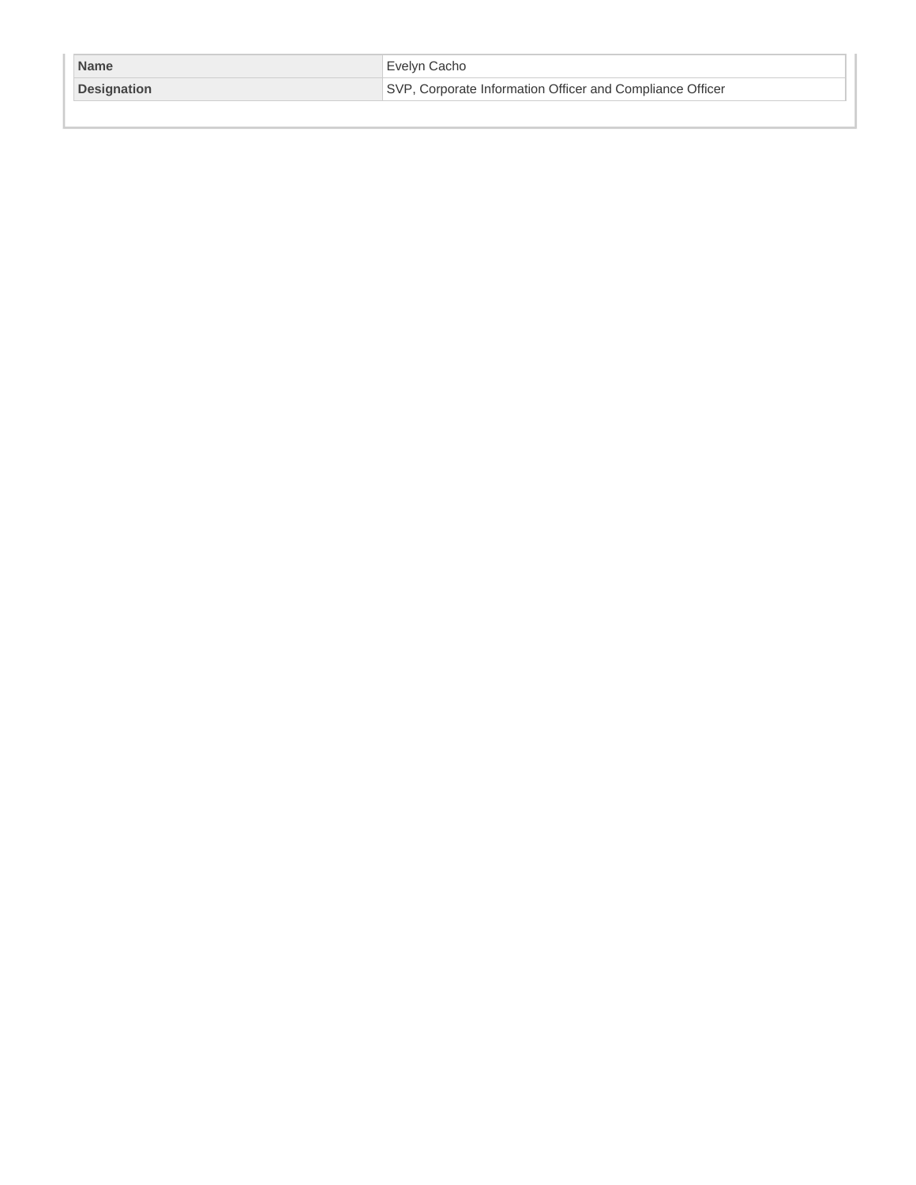| Name | Evelyn Cacho |
| --- | --- |
| Designation | SVP, Corporate Information Officer and Compliance Officer |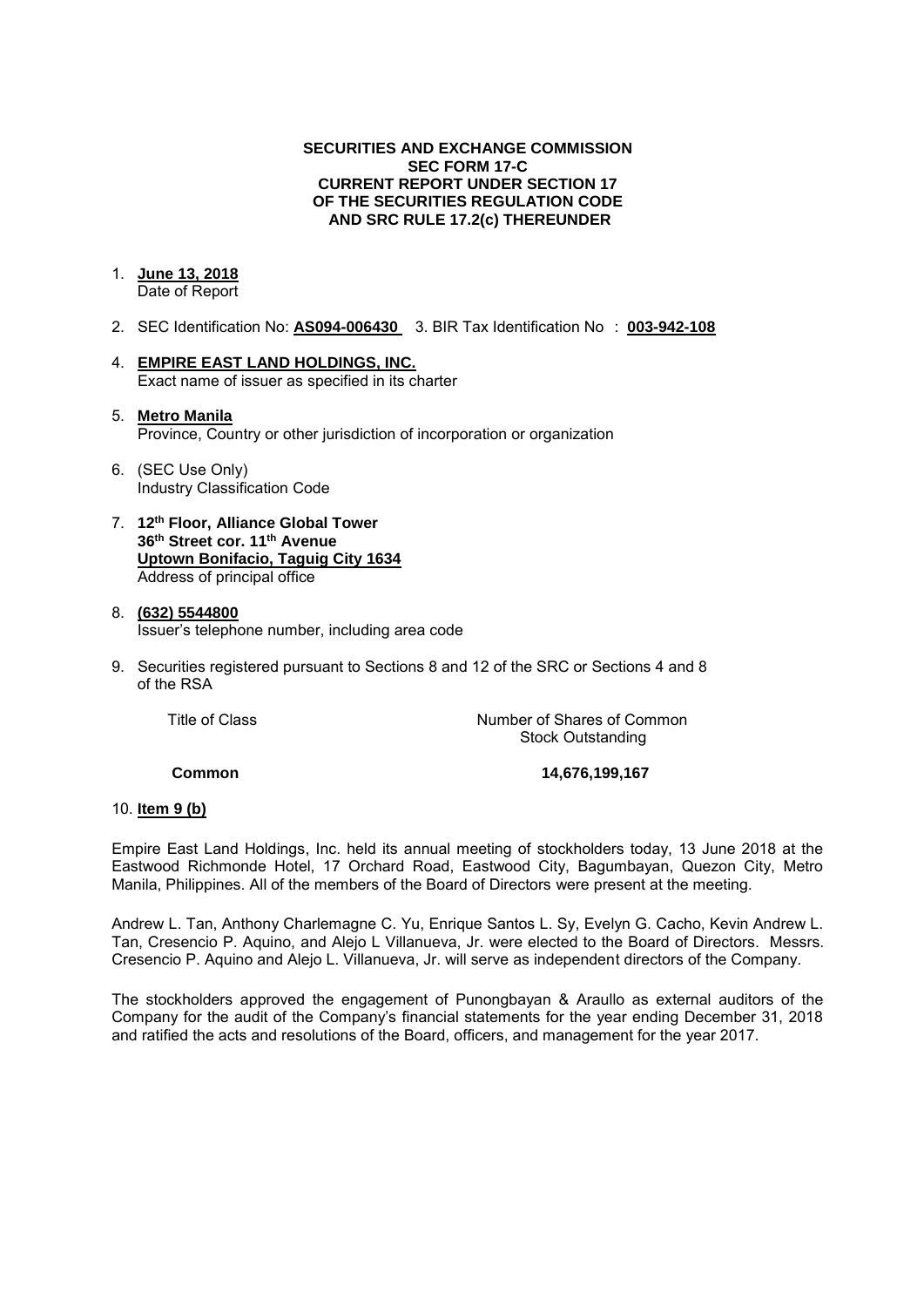**SECURITIES AND EXCHANGE COMMISSION**
**SEC FORM 17-C**
**CURRENT REPORT UNDER SECTION 17**
**OF THE SECURITIES REGULATION CODE**
**AND SRC RULE 17.2(c) THEREUNDER**

1. **June 13, 2018**
   Date of Report

2. SEC Identification No: **AS094-006430** 3. BIR Tax Identification No : **003-942-108**

4. **EMPIRE EAST LAND HOLDINGS, INC.**
   Exact name of issuer as specified in its charter

5. **Metro Manila**
   Province, Country or other jurisdiction of incorporation or organization

6. (SEC Use Only)
   Industry Classification Code

7. **12th Floor, Alliance Global Tower**
   **36th Street cor. 11th Avenue**
   **Uptown Bonifacio, Taguig City 1634**
   Address of principal office

8. **(632) 5544800**
   Issuer's telephone number, including area code

9. Securities registered pursuant to Sections 8 and 12 of the SRC or Sections 4 and 8 of the RSA

| Title of Class | Number of Shares of Common Stock Outstanding |
|---|---|
| **Common** | **14,676,199,167** |

10. **Item 9 (b)**

Empire East Land Holdings, Inc. held its annual meeting of stockholders today, 13 June 2018 at the Eastwood Richmonde Hotel, 17 Orchard Road, Eastwood City, Bagumbayan, Quezon City, Metro Manila, Philippines. All of the members of the Board of Directors were present at the meeting.

Andrew L. Tan, Anthony Charlemagne C. Yu, Enrique Santos L. Sy, Evelyn G. Cacho, Kevin Andrew L. Tan, Cresencio P. Aquino, and Alejo L Villanueva, Jr. were elected to the Board of Directors. Messrs. Cresencio P. Aquino and Alejo L. Villanueva, Jr. will serve as independent directors of the Company.

The stockholders approved the engagement of Punongbayan & Araullo as external auditors of the Company for the audit of the Company's financial statements for the year ending December 31, 2018 and ratified the acts and resolutions of the Board, officers, and management for the year 2017.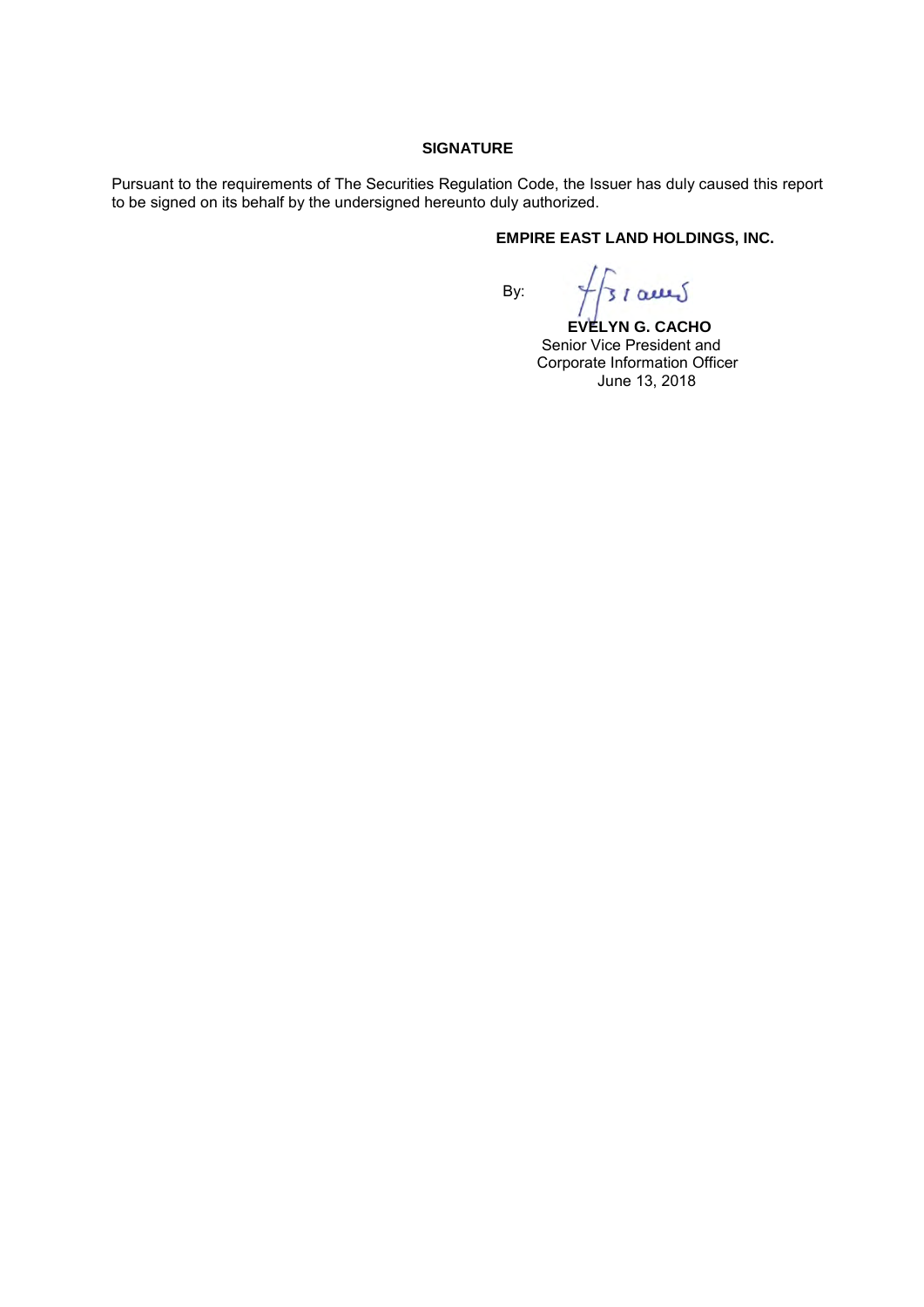## SIGNATURE

Pursuant to the requirements of The Securities Regulation Code, the Issuer has duly caused this report to be signed on its behalf by the undersigned hereunto duly authorized.

**EMPIRE EAST LAND HOLDINGS, INC.**

By:

**EVELYN G. CACHO**
Senior Vice President and
Corporate Information Officer
June 13, 2018